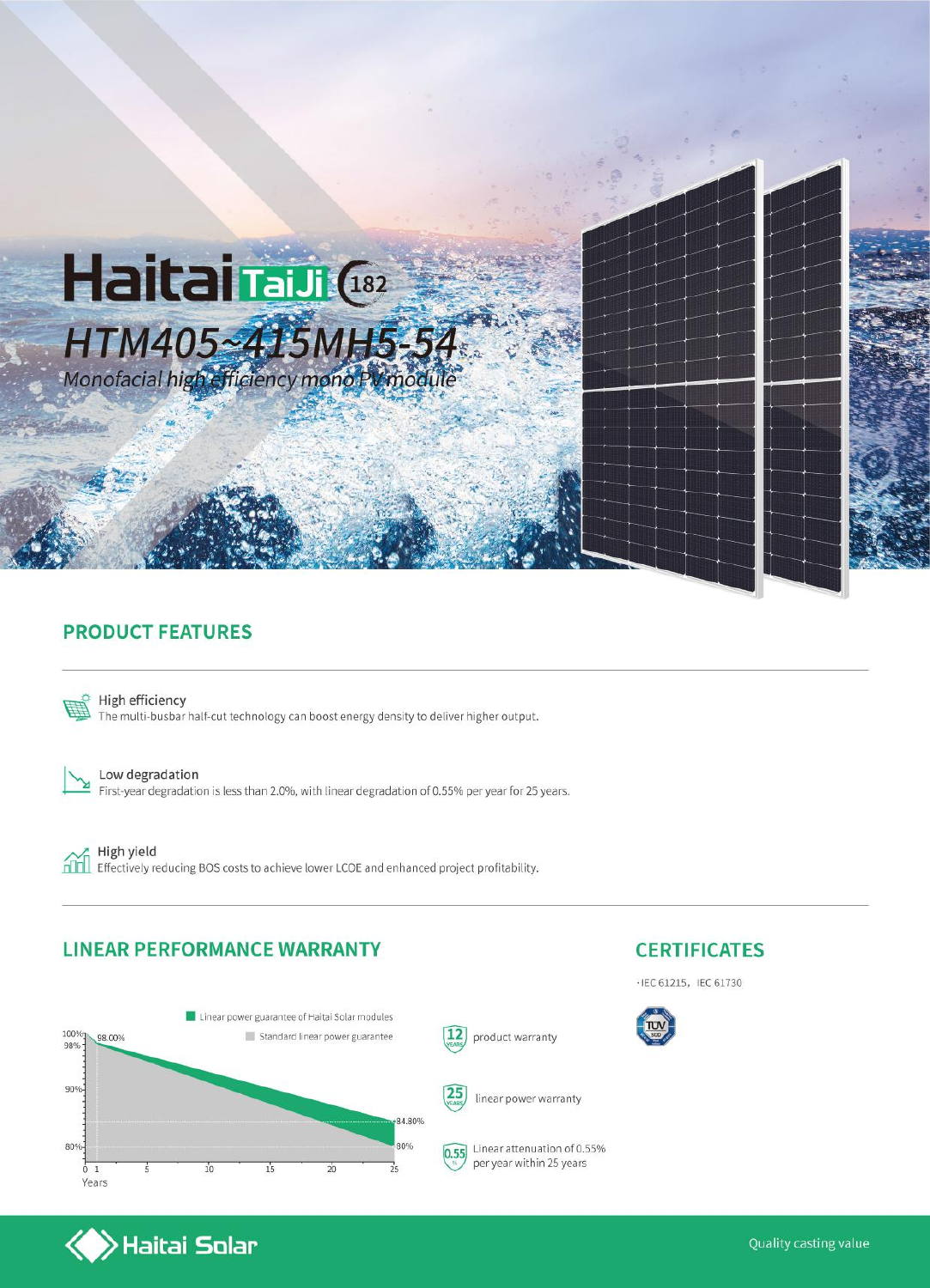# Haitai TaiJi 182

## HTM405~415MH5-54

*Monofacial high efficiency mono PV module*

## PRODUCT FEATURES

**High efficiency**
The multi-busbar half-cut technology can boost energy density to deliver higher output.

**Low degradation**
First-year degradation is less than 2.0%, with linear degradation of 0.55% per year for 25 years.

**High yield**
Effectively reducing BOS costs to achieve lower LCOE and enhanced project profitability.

## LINEAR PERFORMANCE WARRANTY

- Linear power guarantee of Haitai Solar modules
- Standard linear power guarantee

100%, 98.00%, 84.80%, 80% (Years 0–25)

- 12 YEARS product warranty
- 25 YEARS linear power warranty
- 0.55% Linear attenuation of 0.55% per year within 25 years

## CERTIFICATES

· IEC 61215, IEC 61730

Haitai Solar

Quality casting value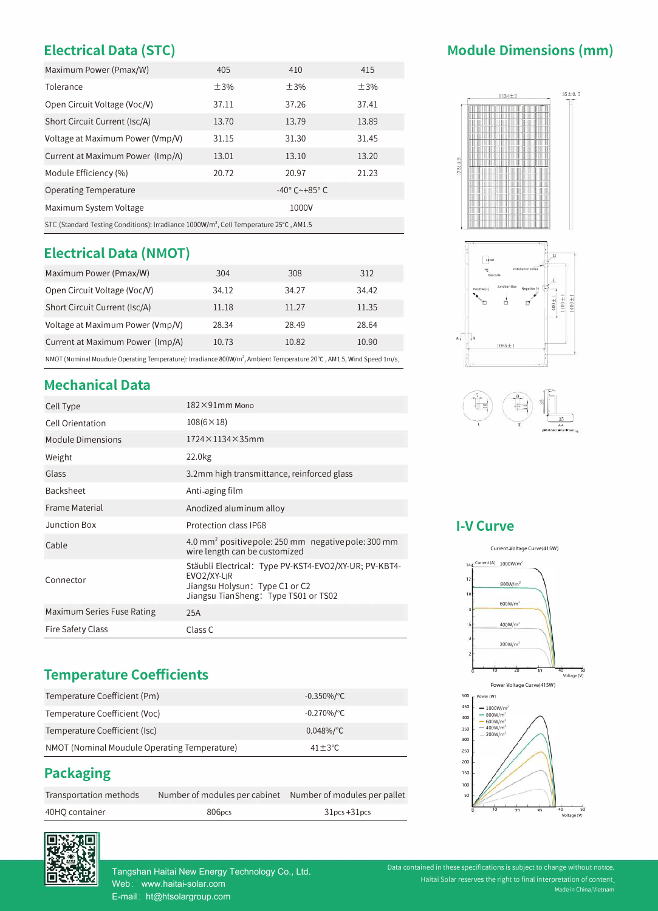## Electrical Data (STC)

| | | | |
|---|---|---|---|
| Maximum Power (Pmax/W) | 405 | 410 | 415 |
| Tolerance | ±3% | ±3% | ±3% |
| Open Circuit Voltage (Voc/V) | 37.11 | 37.26 | 37.41 |
| Short Circuit Current (Isc/A) | 13.70 | 13.79 | 13.89 |
| Voltage at Maximum Power (Vmp/V) | 31.15 | 31.30 | 31.45 |
| Current at Maximum Power (Imp/A) | 13.01 | 13.10 | 13.20 |
| Module Efficiency (%) | 20.72 | 20.97 | 21.23 |
| Operating Temperature | -40° C~+85° C | | |
| Maximum System Voltage | 1000V | | |

STC (Standard Testing Conditions): Irradiance 1000W/m², Cell Temperature 25℃ , AM1.5

## Electrical Data (NMOT)

| | | | |
|---|---|---|---|
| Maximum Power (Pmax/W) | 304 | 308 | 312 |
| Open Circuit Voltage (Voc/V) | 34.12 | 34.27 | 34.42 |
| Short Circuit Current (Isc/A) | 11.18 | 11.27 | 11.35 |
| Voltage at Maximum Power (Vmp/V) | 28.34 | 28.49 | 28.64 |
| Current at Maximum Power (Imp/A) | 10.73 | 10.82 | 10.90 |

NMOT (Nominal Moudule Operating Temperature): Irradiance 800W/m², Ambient Temperature 20℃ , AM1.5, Wind Speed 1m/s

## Mechanical Data

| | |
|---|---|
| Cell Type | 182×91mm Mono |
| Cell Orientation | 108(6×18) |
| Module Dimensions | 1724×1134×35mm |
| Weight | 22.0kg |
| Glass | 3.2mm high transmittance, reinforced glass |
| Backsheet | Anti-aging film |
| Frame Material | Anodized aluminum alloy |
| Junction Box | Protection class IP68 |
| Cable | 4.0 mm² positive pole: 250 mm negative pole: 300 mm wire length can be customized |
| Connector | Stäubli Electrical: Type PV-KST4-EVO2/XY-UR; PV-KBT4-EVO2/XY-U|R<br>Jiangsu Holysun: Type C1 or C2<br>Jiangsu TianSheng: Type TS01 or TS02 |
| Maximum Series Fuse Rating | 25A |
| Fire Safety Class | Class C |

## Temperature Coefficients

| | |
|---|---|
| Temperature Coefficient (Pm) | -0.350%/℃ |
| Temperature Coefficient (Voc) | -0.270%/℃ |
| Temperature Coefficient (Isc) | 0.048%/℃ |
| NMOT (Nominal Moudule Operating Temperature) | 41±3℃ |

## Packaging

| Transportation methods | Number of modules per cabinet | Number of modules per pallet |
|---|---|---|
| 40HQ container | 806pcs | 31pcs +31pcs |

## Module Dimensions (mm)

1134±2
35±0.5
1724±2
Label
Barcode
Installation Holes
Positive(+)
Junction Box
Negative(-)
400±1
1100±1
1400±1
1085±1
A
A
B
7
9
35
35
A-A

## I-V Curve

Current-Voltage Curve(415W)

Current (A)
1000W/m²
800W/m²
600W/m²
400W/m²
200W/m²
0 10 20 30 40 50
Voltage (V)

Power-Voltage Curve(415W)

Power (W)
1000W/m²
800W/m²
600W/m²
400W/m²
200W/m²
0 10 20 30 40 50
Voltage (V)

Tangshan Haitai New Energy Technology Co., Ltd.
Web: www.haitai-solar.com
E-mail: ht@htsolargroup.com

Data contained in these specifications is subject to change without notice.
Haitai Solar reserves the right to final interpretation of content.
Made in China/Vietnam